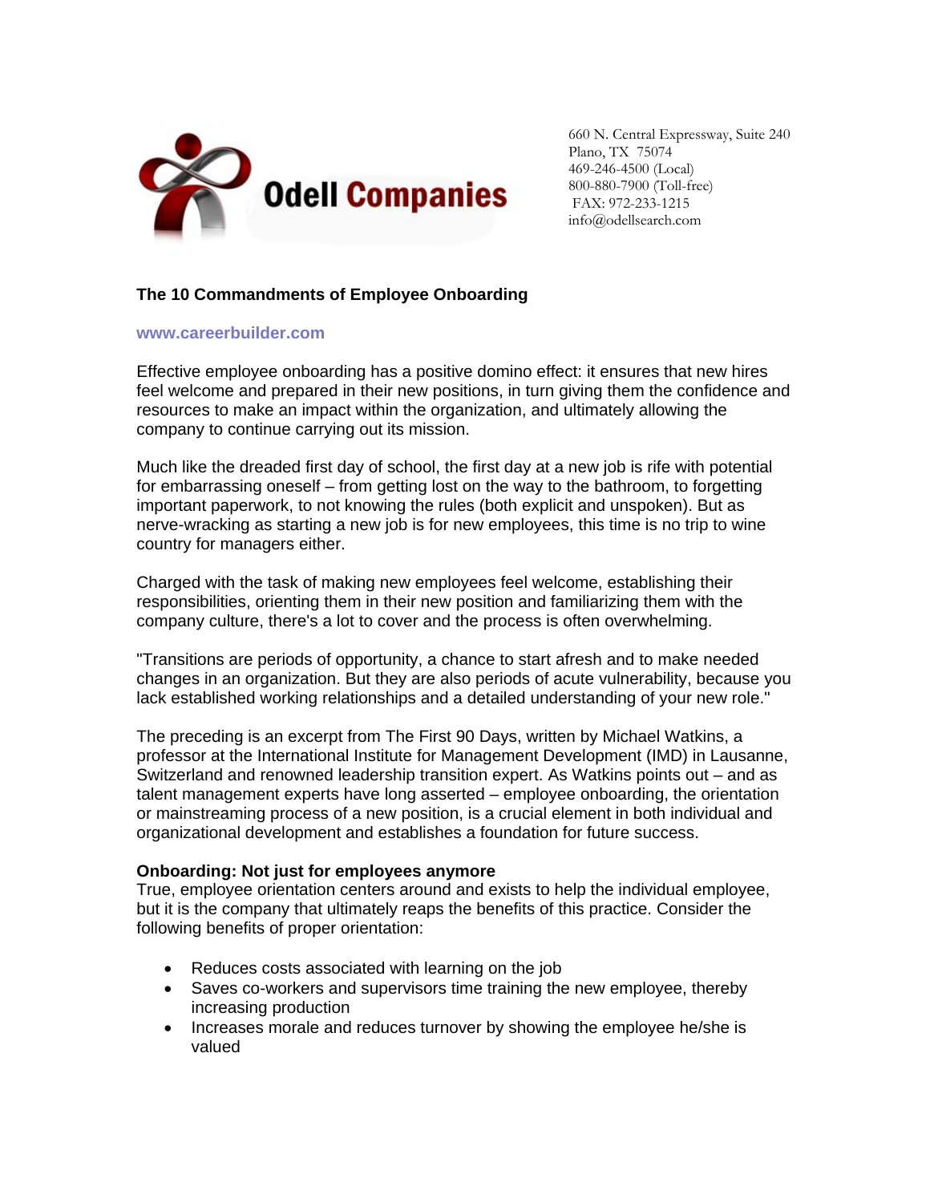**Odell Companies**

660 N. Central Expressway, Suite 240
Plano, TX 75074
469-246-4500 (Local)
800-880-7900 (Toll-free)
FAX: 972-233-1215
info@odellsearch.com

## The 10 Commandments of Employee Onboarding

**www.careerbuilder.com**

Effective employee onboarding has a positive domino effect: it ensures that new hires feel welcome and prepared in their new positions, in turn giving them the confidence and resources to make an impact within the organization, and ultimately allowing the company to continue carrying out its mission.

Much like the dreaded first day of school, the first day at a new job is rife with potential for embarrassing oneself – from getting lost on the way to the bathroom, to forgetting important paperwork, to not knowing the rules (both explicit and unspoken). But as nerve-wracking as starting a new job is for new employees, this time is no trip to wine country for managers either.

Charged with the task of making new employees feel welcome, establishing their responsibilities, orienting them in their new position and familiarizing them with the company culture, there's a lot to cover and the process is often overwhelming.

"Transitions are periods of opportunity, a chance to start afresh and to make needed changes in an organization. But they are also periods of acute vulnerability, because you lack established working relationships and a detailed understanding of your new role."

The preceding is an excerpt from The First 90 Days, written by Michael Watkins, a professor at the International Institute for Management Development (IMD) in Lausanne, Switzerland and renowned leadership transition expert. As Watkins points out – and as talent management experts have long asserted – employee onboarding, the orientation or mainstreaming process of a new position, is a crucial element in both individual and organizational development and establishes a foundation for future success.

**Onboarding: Not just for employees anymore**
True, employee orientation centers around and exists to help the individual employee, but it is the company that ultimately reaps the benefits of this practice. Consider the following benefits of proper orientation:

- Reduces costs associated with learning on the job
- Saves co-workers and supervisors time training the new employee, thereby increasing production
- Increases morale and reduces turnover by showing the employee he/she is valued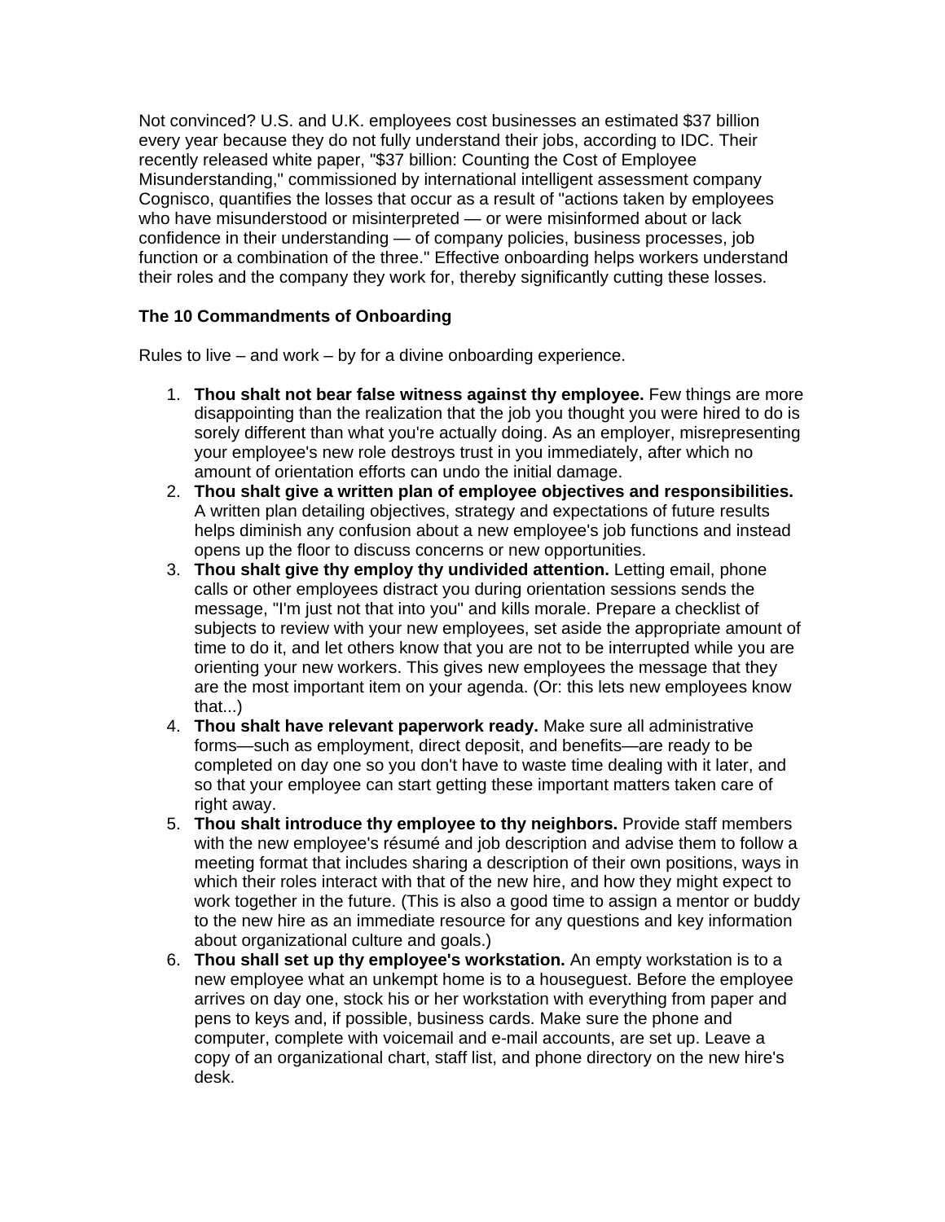Not convinced? U.S. and U.K. employees cost businesses an estimated $37 billion every year because they do not fully understand their jobs, according to IDC. Their recently released white paper, "$37 billion: Counting the Cost of Employee Misunderstanding," commissioned by international intelligent assessment company Cognisco, quantifies the losses that occur as a result of "actions taken by employees who have misunderstood or misinterpreted — or were misinformed about or lack confidence in their understanding — of company policies, business processes, job function or a combination of the three." Effective onboarding helps workers understand their roles and the company they work for, thereby significantly cutting these losses.

**The 10 Commandments of Onboarding**

Rules to live – and work – by for a divine onboarding experience.

1. **Thou shalt not bear false witness against thy employee.** Few things are more disappointing than the realization that the job you thought you were hired to do is sorely different than what you're actually doing. As an employer, misrepresenting your employee's new role destroys trust in you immediately, after which no amount of orientation efforts can undo the initial damage.
2. **Thou shalt give a written plan of employee objectives and responsibilities.** A written plan detailing objectives, strategy and expectations of future results helps diminish any confusion about a new employee's job functions and instead opens up the floor to discuss concerns or new opportunities.
3. **Thou shalt give thy employ thy undivided attention.** Letting email, phone calls or other employees distract you during orientation sessions sends the message, "I'm just not that into you" and kills morale. Prepare a checklist of subjects to review with your new employees, set aside the appropriate amount of time to do it, and let others know that you are not to be interrupted while you are orienting your new workers. This gives new employees the message that they are the most important item on your agenda. (Or: this lets new employees know that...)
4. **Thou shalt have relevant paperwork ready.** Make sure all administrative forms—such as employment, direct deposit, and benefits—are ready to be completed on day one so you don't have to waste time dealing with it later, and so that your employee can start getting these important matters taken care of right away.
5. **Thou shalt introduce thy employee to thy neighbors.** Provide staff members with the new employee's résumé and job description and advise them to follow a meeting format that includes sharing a description of their own positions, ways in which their roles interact with that of the new hire, and how they might expect to work together in the future. (This is also a good time to assign a mentor or buddy to the new hire as an immediate resource for any questions and key information about organizational culture and goals.)
6. **Thou shall set up thy employee's workstation.** An empty workstation is to a new employee what an unkempt home is to a houseguest. Before the employee arrives on day one, stock his or her workstation with everything from paper and pens to keys and, if possible, business cards. Make sure the phone and computer, complete with voicemail and e-mail accounts, are set up. Leave a copy of an organizational chart, staff list, and phone directory on the new hire's desk.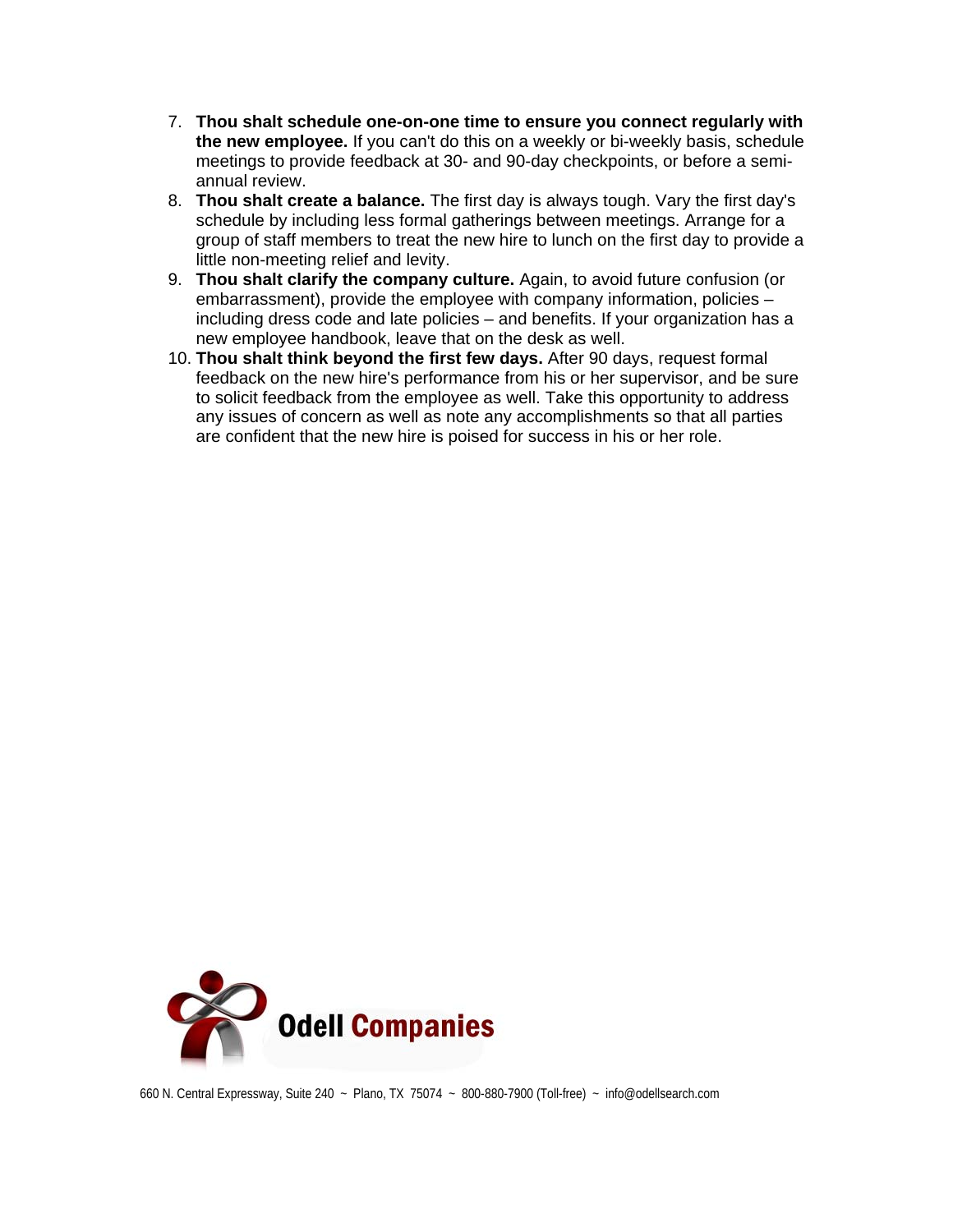7. **Thou shalt schedule one-on-one time to ensure you connect regularly with the new employee.** If you can't do this on a weekly or bi-weekly basis, schedule meetings to provide feedback at 30- and 90-day checkpoints, or before a semi-annual review.
8. **Thou shalt create a balance.** The first day is always tough. Vary the first day's schedule by including less formal gatherings between meetings. Arrange for a group of staff members to treat the new hire to lunch on the first day to provide a little non-meeting relief and levity.
9. **Thou shalt clarify the company culture.** Again, to avoid future confusion (or embarrassment), provide the employee with company information, policies – including dress code and late policies – and benefits. If your organization has a new employee handbook, leave that on the desk as well.
10. **Thou shalt think beyond the first few days.** After 90 days, request formal feedback on the new hire's performance from his or her supervisor, and be sure to solicit feedback from the employee as well. Take this opportunity to address any issues of concern as well as note any accomplishments so that all parties are confident that the new hire is poised for success in his or her role.

Odell Companies

660 N. Central Expressway, Suite 240 ~ Plano, TX 75074 ~ 800-880-7900 (Toll-free) ~ info@odellsearch.com